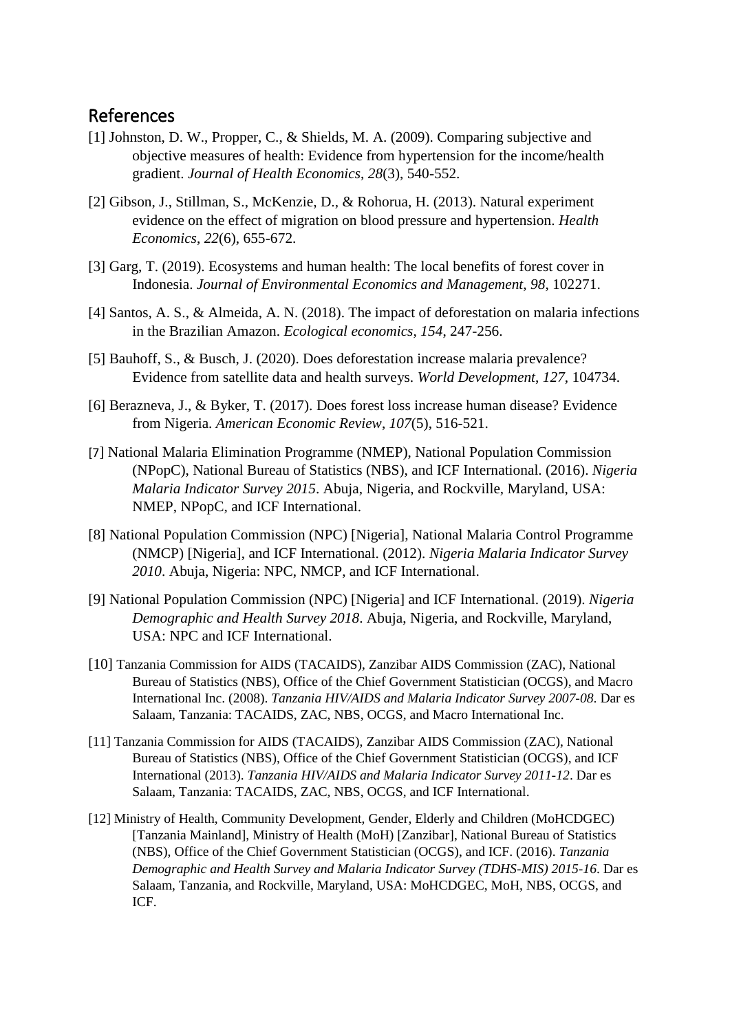## References

[1] Johnston, D. W., Propper, C., & Shields, M. A. (2009). Comparing subjective and objective measures of health: Evidence from hypertension for the income/health gradient. *Journal of Health Economics*, *28*(3), 540-552.

[2] Gibson, J., Stillman, S., McKenzie, D., & Rohorua, H. (2013). Natural experiment evidence on the effect of migration on blood pressure and hypertension. *Health Economics*, *22*(6), 655-672.

[3] Garg, T. (2019). Ecosystems and human health: The local benefits of forest cover in Indonesia. *Journal of Environmental Economics and Management*, *98*, 102271.

[4] Santos, A. S., & Almeida, A. N. (2018). The impact of deforestation on malaria infections in the Brazilian Amazon. *Ecological economics*, *154*, 247-256.

[5] Bauhoff, S., & Busch, J. (2020). Does deforestation increase malaria prevalence? Evidence from satellite data and health surveys. *World Development*, *127*, 104734.

[6] Berazneva, J., & Byker, T. (2017). Does forest loss increase human disease? Evidence from Nigeria. *American Economic Review*, *107*(5), 516-521.

[7] National Malaria Elimination Programme (NMEP), National Population Commission (NPopC), National Bureau of Statistics (NBS), and ICF International. (2016). *Nigeria Malaria Indicator Survey 2015*. Abuja, Nigeria, and Rockville, Maryland, USA: NMEP, NPopC, and ICF International.

[8] National Population Commission (NPC) [Nigeria], National Malaria Control Programme (NMCP) [Nigeria], and ICF International. (2012). *Nigeria Malaria Indicator Survey 2010*. Abuja, Nigeria: NPC, NMCP, and ICF International.

[9] National Population Commission (NPC) [Nigeria] and ICF International. (2019). *Nigeria Demographic and Health Survey 2018*. Abuja, Nigeria, and Rockville, Maryland, USA: NPC and ICF International.

[10] Tanzania Commission for AIDS (TACAIDS), Zanzibar AIDS Commission (ZAC), National Bureau of Statistics (NBS), Office of the Chief Government Statistician (OCGS), and Macro International Inc. (2008). *Tanzania HIV/AIDS and Malaria Indicator Survey 2007-08*. Dar es Salaam, Tanzania: TACAIDS, ZAC, NBS, OCGS, and Macro International Inc.

[11] Tanzania Commission for AIDS (TACAIDS), Zanzibar AIDS Commission (ZAC), National Bureau of Statistics (NBS), Office of the Chief Government Statistician (OCGS), and ICF International (2013). *Tanzania HIV/AIDS and Malaria Indicator Survey 2011-12*. Dar es Salaam, Tanzania: TACAIDS, ZAC, NBS, OCGS, and ICF International.

[12] Ministry of Health, Community Development, Gender, Elderly and Children (MoHCDGEC) [Tanzania Mainland], Ministry of Health (MoH) [Zanzibar], National Bureau of Statistics (NBS), Office of the Chief Government Statistician (OCGS), and ICF. (2016). *Tanzania Demographic and Health Survey and Malaria Indicator Survey (TDHS-MIS) 2015-16*. Dar es Salaam, Tanzania, and Rockville, Maryland, USA: MoHCDGEC, MoH, NBS, OCGS, and ICF.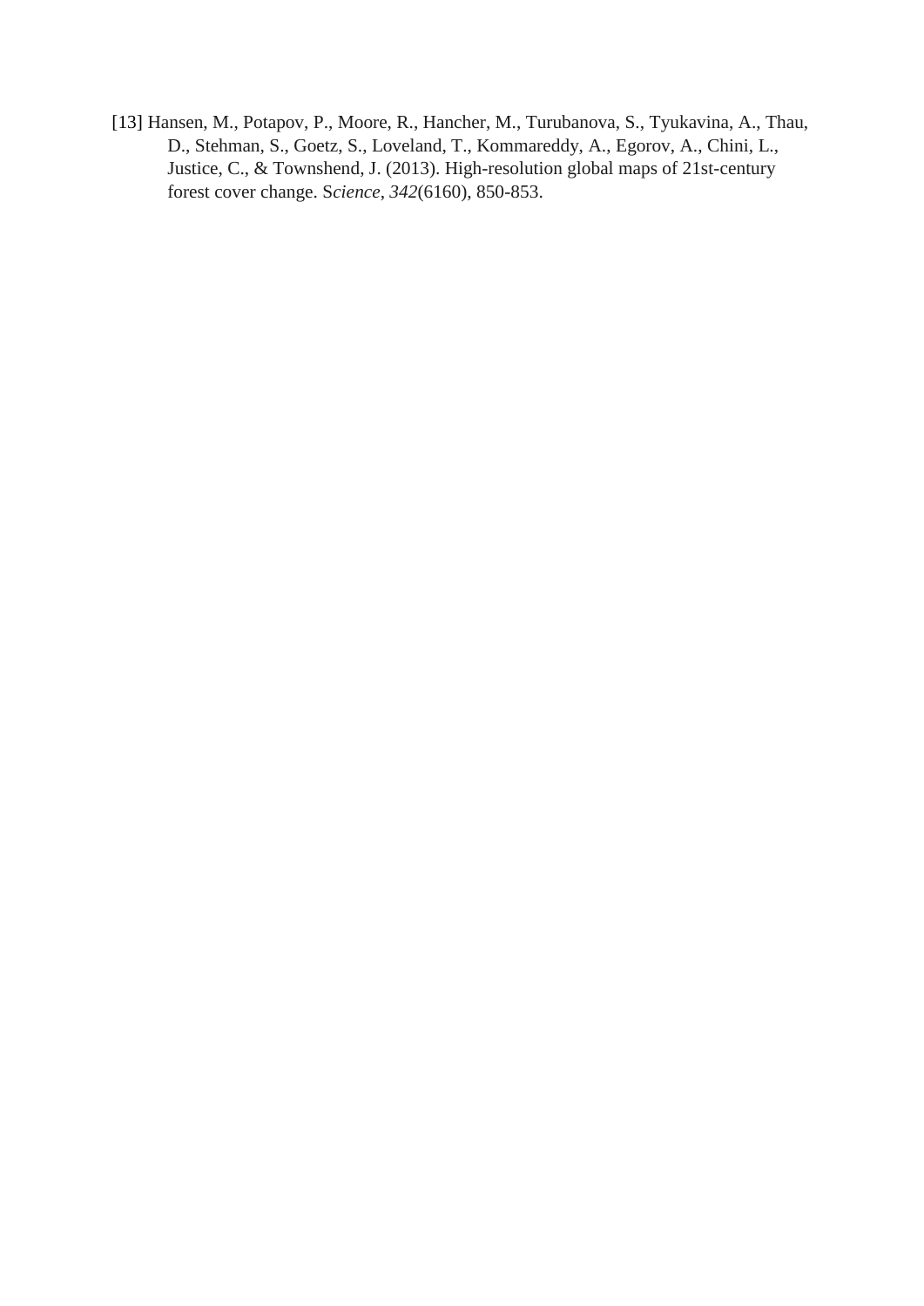[13] Hansen, M., Potapov, P., Moore, R., Hancher, M., Turubanova, S., Tyukavina, A., Thau, D., Stehman, S., Goetz, S., Loveland, T., Kommareddy, A., Egorov, A., Chini, L., Justice, C., & Townshend, J. (2013). High-resolution global maps of 21st-century forest cover change. S*cience*, *342*(6160), 850-853.